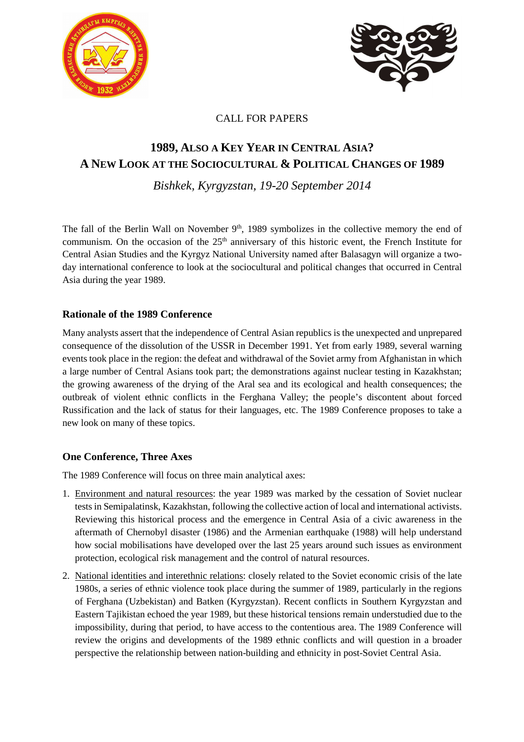CALL FOR PAPERS

# 1989, Also a Key Year in Central Asia?
# A New Look at the Sociocultural & Political Changes of 1989

*Bishkek, Kyrgyzstan, 19-20 September 2014*

The fall of the Berlin Wall on November 9th, 1989 symbolizes in the collective memory the end of communism. On the occasion of the 25th anniversary of this historic event, the French Institute for Central Asian Studies and the Kyrgyz National University named after Balasagyn will organize a two-day international conference to look at the sociocultural and political changes that occurred in Central Asia during the year 1989.

## Rationale of the 1989 Conference

Many analysts assert that the independence of Central Asian republics is the unexpected and unprepared consequence of the dissolution of the USSR in December 1991. Yet from early 1989, several warning events took place in the region: the defeat and withdrawal of the Soviet army from Afghanistan in which a large number of Central Asians took part; the demonstrations against nuclear testing in Kazakhstan; the growing awareness of the drying of the Aral sea and its ecological and health consequences; the outbreak of violent ethnic conflicts in the Ferghana Valley; the people's discontent about forced Russification and the lack of status for their languages, etc. The 1989 Conference proposes to take a new look on many of these topics.

## One Conference, Three Axes

The 1989 Conference will focus on three main analytical axes:

1. Environment and natural resources: the year 1989 was marked by the cessation of Soviet nuclear tests in Semipalatinsk, Kazakhstan, following the collective action of local and international activists. Reviewing this historical process and the emergence in Central Asia of a civic awareness in the aftermath of Chernobyl disaster (1986) and the Armenian earthquake (1988) will help understand how social mobilisations have developed over the last 25 years around such issues as environment protection, ecological risk management and the control of natural resources.
2. National identities and interethnic relations: closely related to the Soviet economic crisis of the late 1980s, a series of ethnic violence took place during the summer of 1989, particularly in the regions of Ferghana (Uzbekistan) and Batken (Kyrgyzstan). Recent conflicts in Southern Kyrgyzstan and Eastern Tajikistan echoed the year 1989, but these historical tensions remain understudied due to the impossibility, during that period, to have access to the contentious area. The 1989 Conference will review the origins and developments of the 1989 ethnic conflicts and will question in a broader perspective the relationship between nation-building and ethnicity in post-Soviet Central Asia.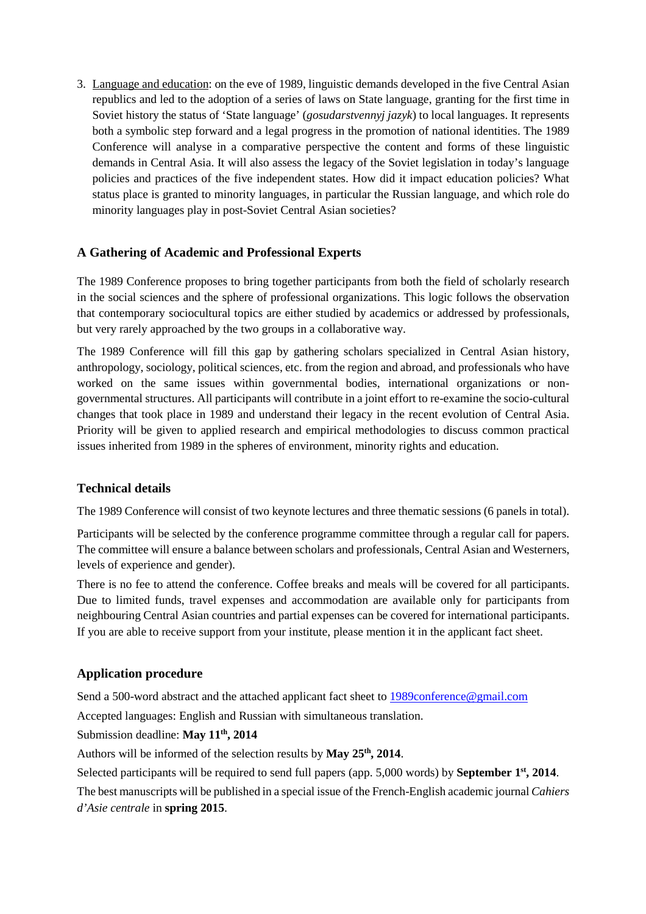3. <u>Language and education</u>: on the eve of 1989, linguistic demands developed in the five Central Asian republics and led to the adoption of a series of laws on State language, granting for the first time in Soviet history the status of 'State language' (*gosudarstvennyj jazyk*) to local languages. It represents both a symbolic step forward and a legal progress in the promotion of national identities. The 1989 Conference will analyse in a comparative perspective the content and forms of these linguistic demands in Central Asia. It will also assess the legacy of the Soviet legislation in today's language policies and practices of the five independent states. How did it impact education policies? What status place is granted to minority languages, in particular the Russian language, and which role do minority languages play in post-Soviet Central Asian societies?

### A Gathering of Academic and Professional Experts

The 1989 Conference proposes to bring together participants from both the field of scholarly research in the social sciences and the sphere of professional organizations. This logic follows the observation that contemporary sociocultural topics are either studied by academics or addressed by professionals, but very rarely approached by the two groups in a collaborative way.

The 1989 Conference will fill this gap by gathering scholars specialized in Central Asian history, anthropology, sociology, political sciences, etc. from the region and abroad, and professionals who have worked on the same issues within governmental bodies, international organizations or non-governmental structures. All participants will contribute in a joint effort to re-examine the socio-cultural changes that took place in 1989 and understand their legacy in the recent evolution of Central Asia. Priority will be given to applied research and empirical methodologies to discuss common practical issues inherited from 1989 in the spheres of environment, minority rights and education.

### Technical details

The 1989 Conference will consist of two keynote lectures and three thematic sessions (6 panels in total).

Participants will be selected by the conference programme committee through a regular call for papers. The committee will ensure a balance between scholars and professionals, Central Asian and Westerners, levels of experience and gender).

There is no fee to attend the conference. Coffee breaks and meals will be covered for all participants. Due to limited funds, travel expenses and accommodation are available only for participants from neighbouring Central Asian countries and partial expenses can be covered for international participants. If you are able to receive support from your institute, please mention it in the applicant fact sheet.

### Application procedure

Send a 500-word abstract and the attached applicant fact sheet to 1989conference@gmail.com

Accepted languages: English and Russian with simultaneous translation.

Submission deadline: **May 11th, 2014**

Authors will be informed of the selection results by **May 25th, 2014**.

Selected participants will be required to send full papers (app. 5,000 words) by **September 1st, 2014**.

The best manuscripts will be published in a special issue of the French-English academic journal *Cahiers d'Asie centrale* in **spring 2015**.